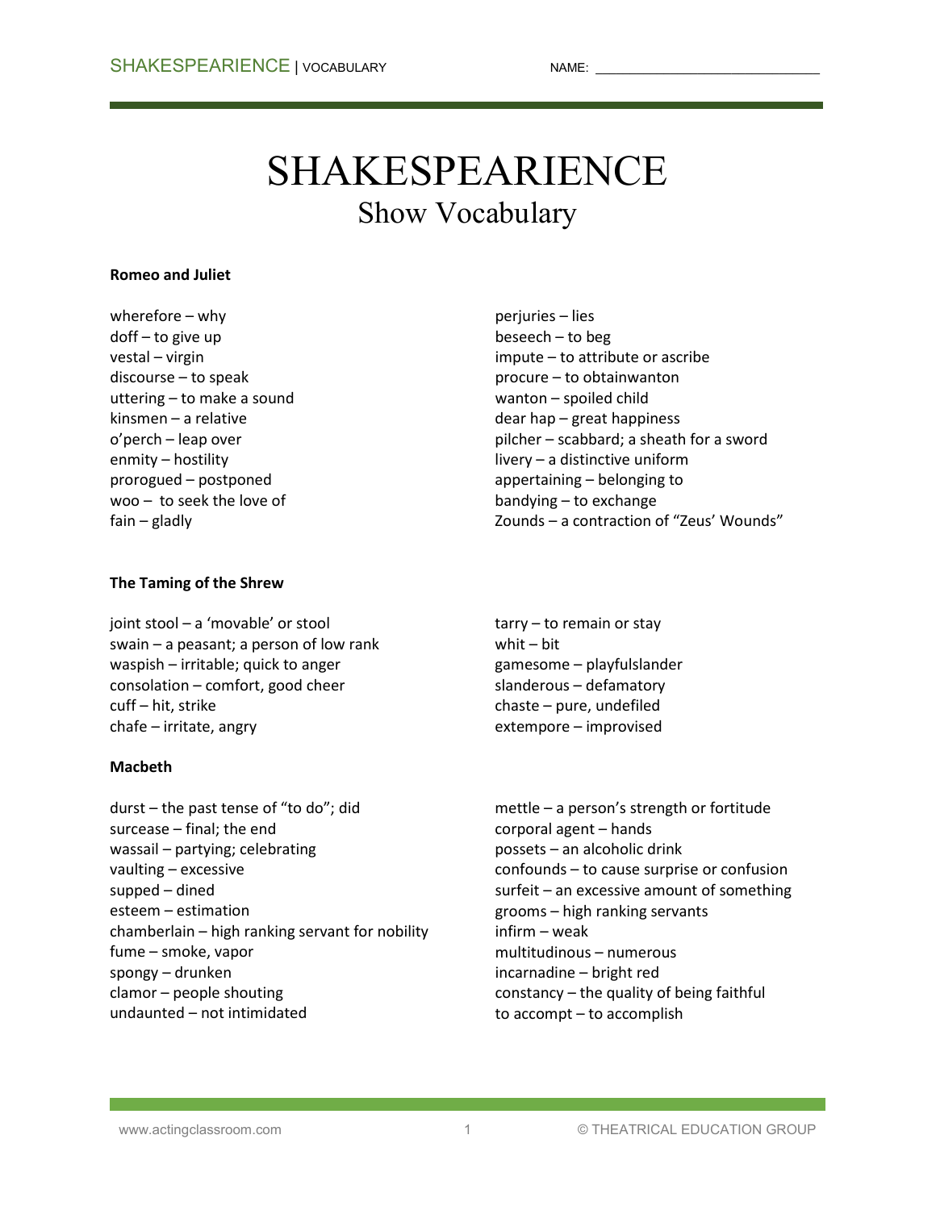NAME: ______________________________

# SHAKESPEARIENCE

## Show Vocabulary

**Romeo and Juliet**

wherefore – why
doff – to give up
vestal – virgin
discourse – to speak
uttering – to make a sound
kinsmen – a relative
o'perch – leap over
enmity – hostility
prorogued – postponed
woo – to seek the love of
fain – gladly
perjuries – lies
beseech – to beg
impute – to attribute or ascribe
procure – to obtainwanton
wanton – spoiled child
dear hap – great happiness
pilcher – scabbard; a sheath for a sword
livery – a distinctive uniform
appertaining – belonging to
bandying – to exchange
Zounds – a contraction of "Zeus' Wounds"

**The Taming of the Shrew**

joint stool – a 'movable' or stool
swain – a peasant; a person of low rank
waspish – irritable; quick to anger
consolation – comfort, good cheer
cuff – hit, strike
chafe – irritate, angry
tarry – to remain or stay
whit – bit
gamesome – playfulslander
slanderous – defamatory
chaste – pure, undefiled
extempore – improvised

**Macbeth**

durst – the past tense of "to do"; did
surcease – final; the end
wassail – partying; celebrating
vaulting – excessive
supped – dined
esteem – estimation
chamberlain – high ranking servant for nobility
fume – smoke, vapor
spongy – drunken
clamor – people shouting
undaunted – not intimidated
mettle – a person's strength or fortitude
corporal agent – hands
possets – an alcoholic drink
confounds – to cause surprise or confusion
surfeit – an excessive amount of something
grooms – high ranking servants
infirm – weak
multitudinous – numerous
incarnadine – bright red
constancy – the quality of being faithful
to accompt – to accomplish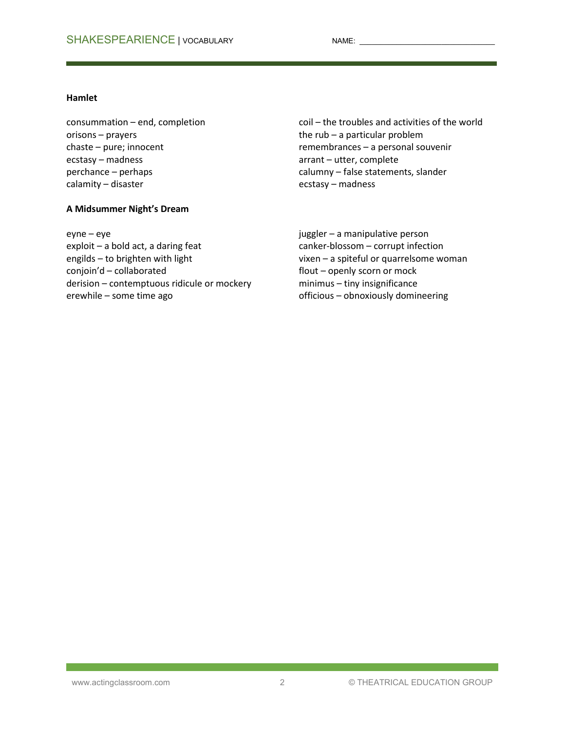### Hamlet

consummation – end, completion
orisons – prayers
chaste – pure; innocent
ecstasy – madness
perchance – perhaps
calamity – disaster

coil – the troubles and activities of the world
the rub – a particular problem
remembrances – a personal souvenir
arrant – utter, complete
calumny – false statements, slander
ecstasy – madness

### A Midsummer Night's Dream

eyne – eye
exploit – a bold act, a daring feat
engilds – to brighten with light
conjoin'd – collaborated
derision – contemptuous ridicule or mockery
erewhile – some time ago

juggler – a manipulative person
canker-blossom – corrupt infection
vixen – a spiteful or quarrelsome woman
flout – openly scorn or mock
minimus – tiny insignificance
officious – obnoxiously domineering